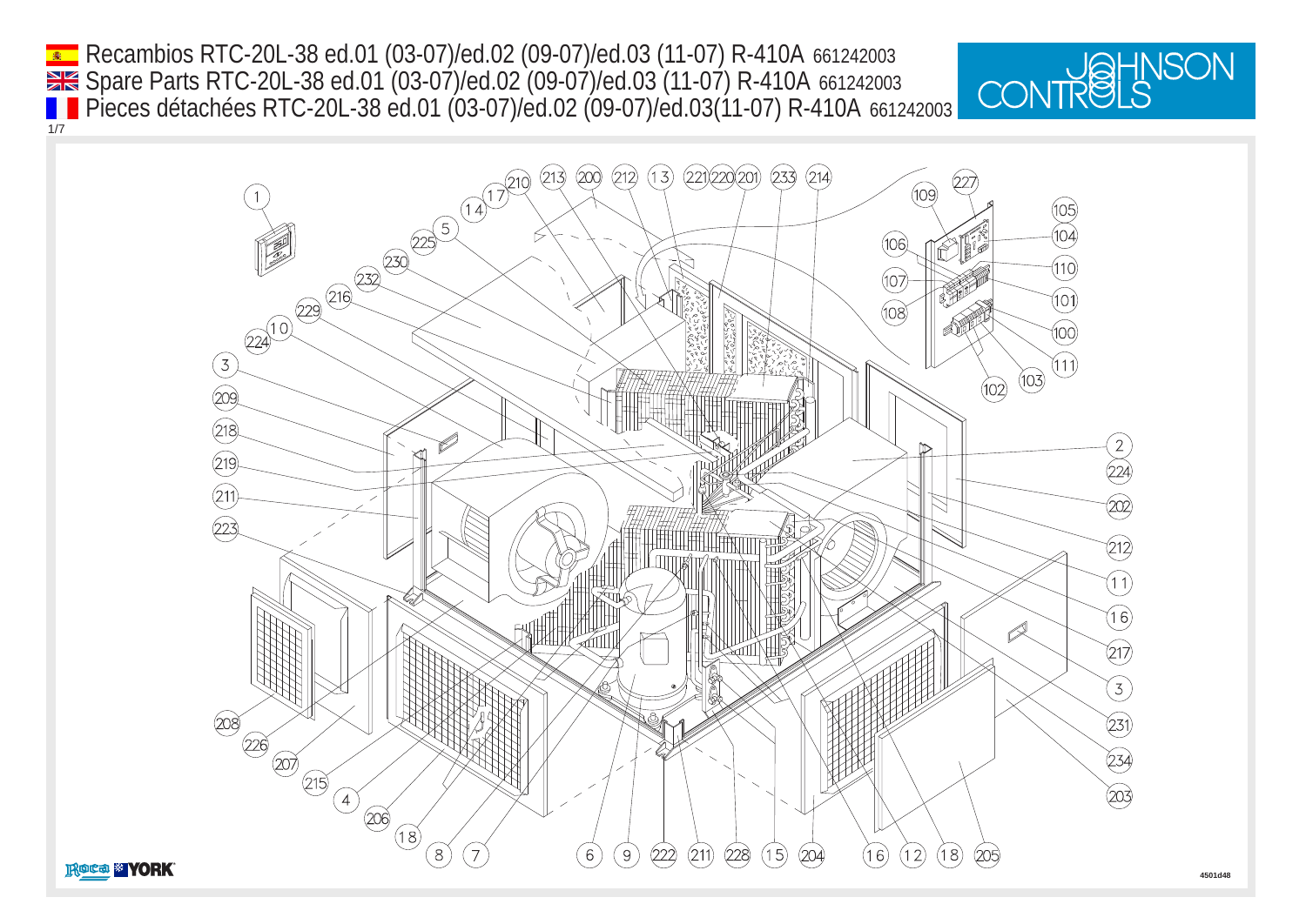# Recambios RTC-20L-38 ed.01 (03-07)/ed.02 (09-07)/ed.03 (11-07) R-410A 661242003

# Spare Parts RTC-20L-38 ed.01 (03-07)/ed.02 (09-07)/ed.03 (11-07) R-410A 661242003

# Pieces détachées RTC-20L-38 ed.01 (03-07)/ed.02 (09-07)/ed.03(11-07) R-410A 661242003

JOHNSON CONTROLS

4501d48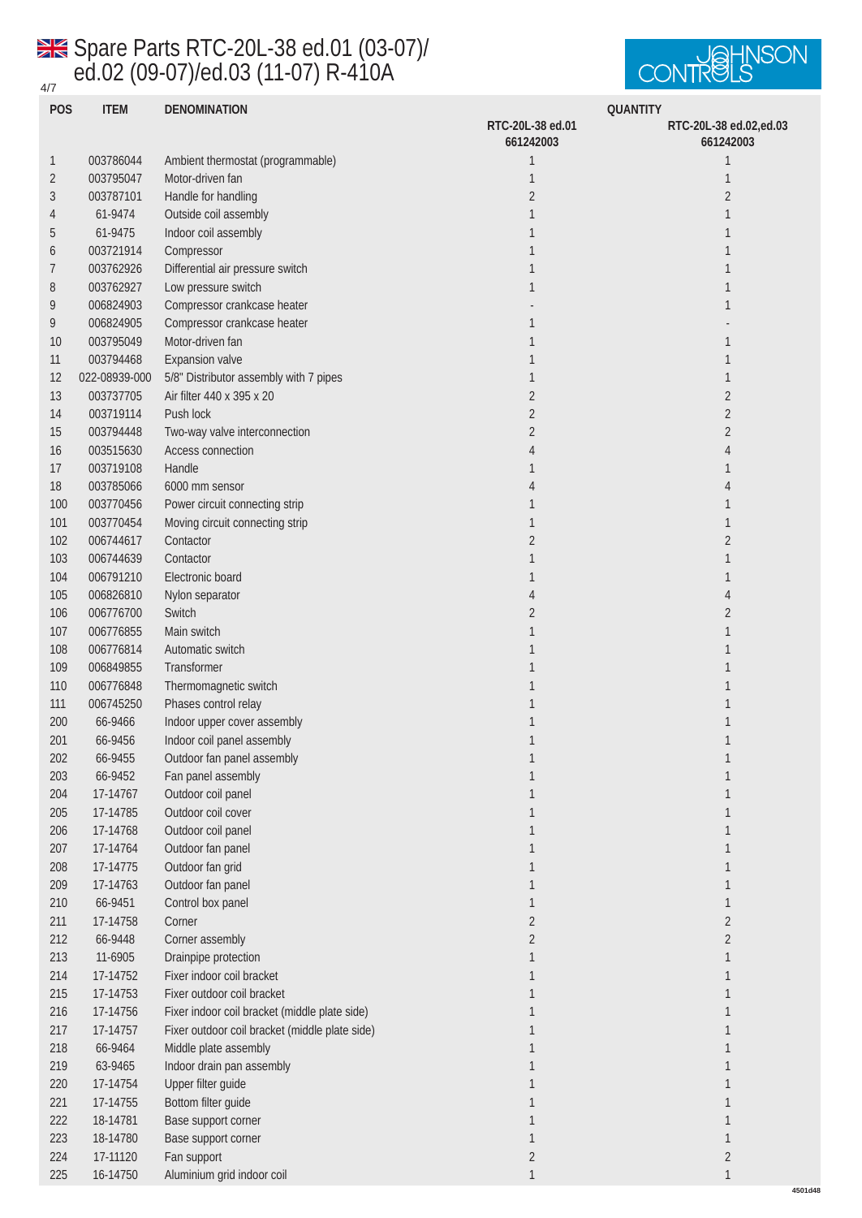# Spare Parts RTC-20L-38 ed.01 (03-07)/ ed.02 (09-07)/ed.03 (11-07) R-410A

| POS | ITEM | DENOMINATION | QUANTITY RTC-20L-38 ed.01 661242003 | RTC-20L-38 ed.02,ed.03 661242003 |
|---|---|---|---|---|
| 1 | 003786044 | Ambient thermostat (programmable) | 1 | 1 |
| 2 | 003795047 | Motor-driven fan | 1 | 1 |
| 3 | 003787101 | Handle for handling | 2 | 2 |
| 4 | 61-9474 | Outside coil assembly | 1 | 1 |
| 5 | 61-9475 | Indoor coil assembly | 1 | 1 |
| 6 | 003721914 | Compressor | 1 | 1 |
| 7 | 003762926 | Differential air pressure switch | 1 | 1 |
| 8 | 003762927 | Low pressure switch | 1 | 1 |
| 9 | 006824903 | Compressor crankcase heater | - | 1 |
| 9 | 006824905 | Compressor crankcase heater | 1 | - |
| 10 | 003795049 | Motor-driven fan | 1 | 1 |
| 11 | 003794468 | Expansion valve | 1 | 1 |
| 12 | 022-08939-000 | 5/8" Distributor assembly with 7 pipes | 1 | 1 |
| 13 | 003737705 | Air filter 440 x 395 x 20 | 2 | 2 |
| 14 | 003719114 | Push lock | 2 | 2 |
| 15 | 003794448 | Two-way valve interconnection | 2 | 2 |
| 16 | 003515630 | Access connection | 4 | 4 |
| 17 | 003719108 | Handle | 1 | 1 |
| 18 | 003785066 | 6000 mm sensor | 4 | 4 |
| 100 | 003770456 | Power circuit connecting strip | 1 | 1 |
| 101 | 003770454 | Moving circuit connecting strip | 1 | 1 |
| 102 | 006744617 | Contactor | 2 | 2 |
| 103 | 006744639 | Contactor | 1 | 1 |
| 104 | 006791210 | Electronic board | 1 | 1 |
| 105 | 006826810 | Nylon separator | 4 | 4 |
| 106 | 006776700 | Switch | 2 | 2 |
| 107 | 006776855 | Main switch | 1 | 1 |
| 108 | 006776814 | Automatic switch | 1 | 1 |
| 109 | 006849855 | Transformer | 1 | 1 |
| 110 | 006776848 | Thermomagnetic switch | 1 | 1 |
| 111 | 006745250 | Phases control relay | 1 | 1 |
| 200 | 66-9466 | Indoor upper cover assembly | 1 | 1 |
| 201 | 66-9456 | Indoor coil panel assembly | 1 | 1 |
| 202 | 66-9455 | Outdoor fan panel assembly | 1 | 1 |
| 203 | 66-9452 | Fan panel assembly | 1 | 1 |
| 204 | 17-14767 | Outdoor coil panel | 1 | 1 |
| 205 | 17-14785 | Outdoor coil cover | 1 | 1 |
| 206 | 17-14768 | Outdoor coil panel | 1 | 1 |
| 207 | 17-14764 | Outdoor fan panel | 1 | 1 |
| 208 | 17-14775 | Outdoor fan grid | 1 | 1 |
| 209 | 17-14763 | Outdoor fan panel | 1 | 1 |
| 210 | 66-9451 | Control box panel | 1 | 1 |
| 211 | 17-14758 | Corner | 2 | 2 |
| 212 | 66-9448 | Corner assembly | 2 | 2 |
| 213 | 11-6905 | Drainpipe protection | 1 | 1 |
| 214 | 17-14752 | Fixer indoor coil bracket | 1 | 1 |
| 215 | 17-14753 | Fixer outdoor coil bracket | 1 | 1 |
| 216 | 17-14756 | Fixer indoor coil bracket (middle plate side) | 1 | 1 |
| 217 | 17-14757 | Fixer outdoor coil bracket (middle plate side) | 1 | 1 |
| 218 | 66-9464 | Middle plate assembly | 1 | 1 |
| 219 | 63-9465 | Indoor drain pan assembly | 1 | 1 |
| 220 | 17-14754 | Upper filter guide | 1 | 1 |
| 221 | 17-14755 | Bottom filter guide | 1 | 1 |
| 222 | 18-14781 | Base support corner | 1 | 1 |
| 223 | 18-14780 | Base support corner | 1 | 1 |
| 224 | 17-11120 | Fan support | 2 | 2 |
| 225 | 16-14750 | Aluminium grid indoor coil | 1 | 1 |

4501d48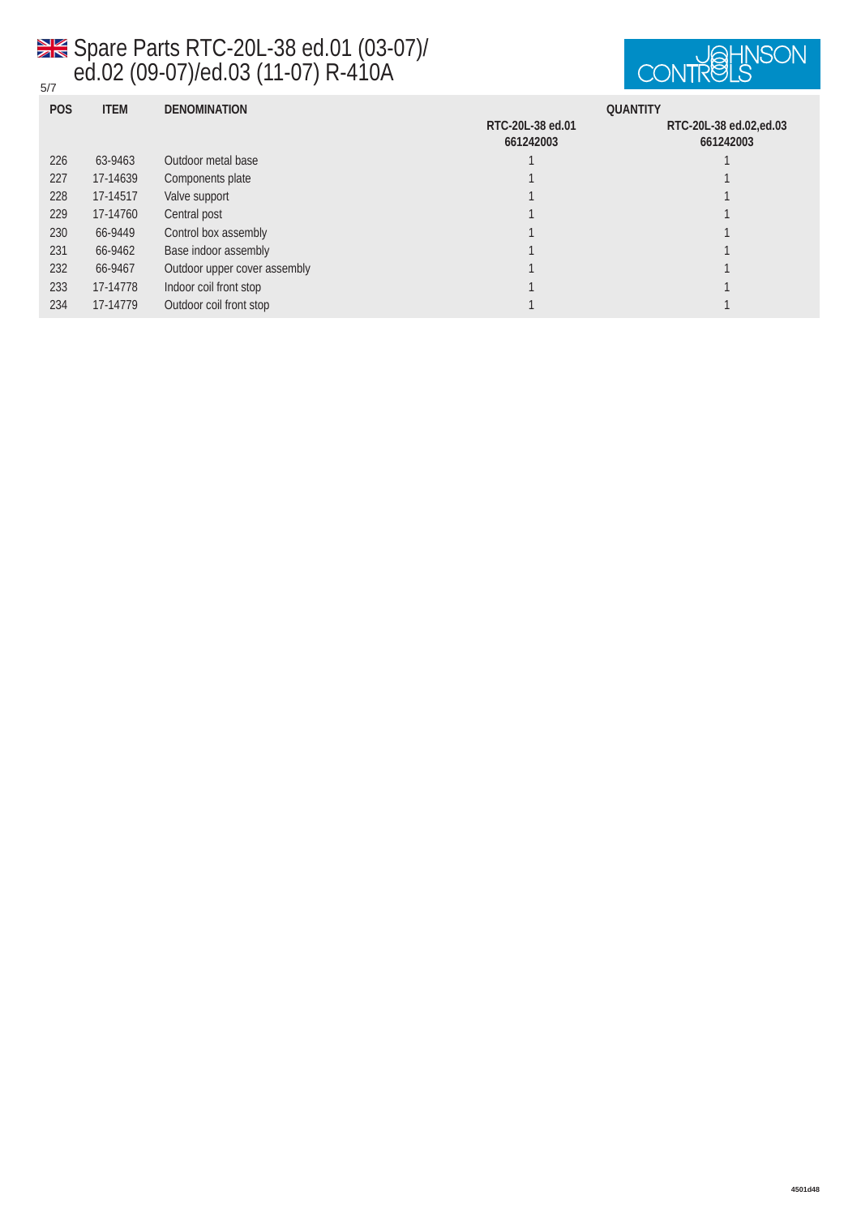# Spare Parts RTC-20L-38 ed.01 (03-07)/ ed.02 (09-07)/ed.03 (11-07) R-410A

| POS | ITEM | DENOMINATION | QUANTITY | |
|---|---|---|---|---|
| | | | RTC-20L-38 ed.01 661242003 | RTC-20L-38 ed.02,ed.03 661242003 |
| 226 | 63-9463 | Outdoor metal base | 1 | 1 |
| 227 | 17-14639 | Components plate | 1 | 1 |
| 228 | 17-14517 | Valve support | 1 | 1 |
| 229 | 17-14760 | Central post | 1 | 1 |
| 230 | 66-9449 | Control box assembly | 1 | 1 |
| 231 | 66-9462 | Base indoor assembly | 1 | 1 |
| 232 | 66-9467 | Outdoor upper cover assembly | 1 | 1 |
| 233 | 17-14778 | Indoor coil front stop | 1 | 1 |
| 234 | 17-14779 | Outdoor coil front stop | 1 | 1 |

4501d48